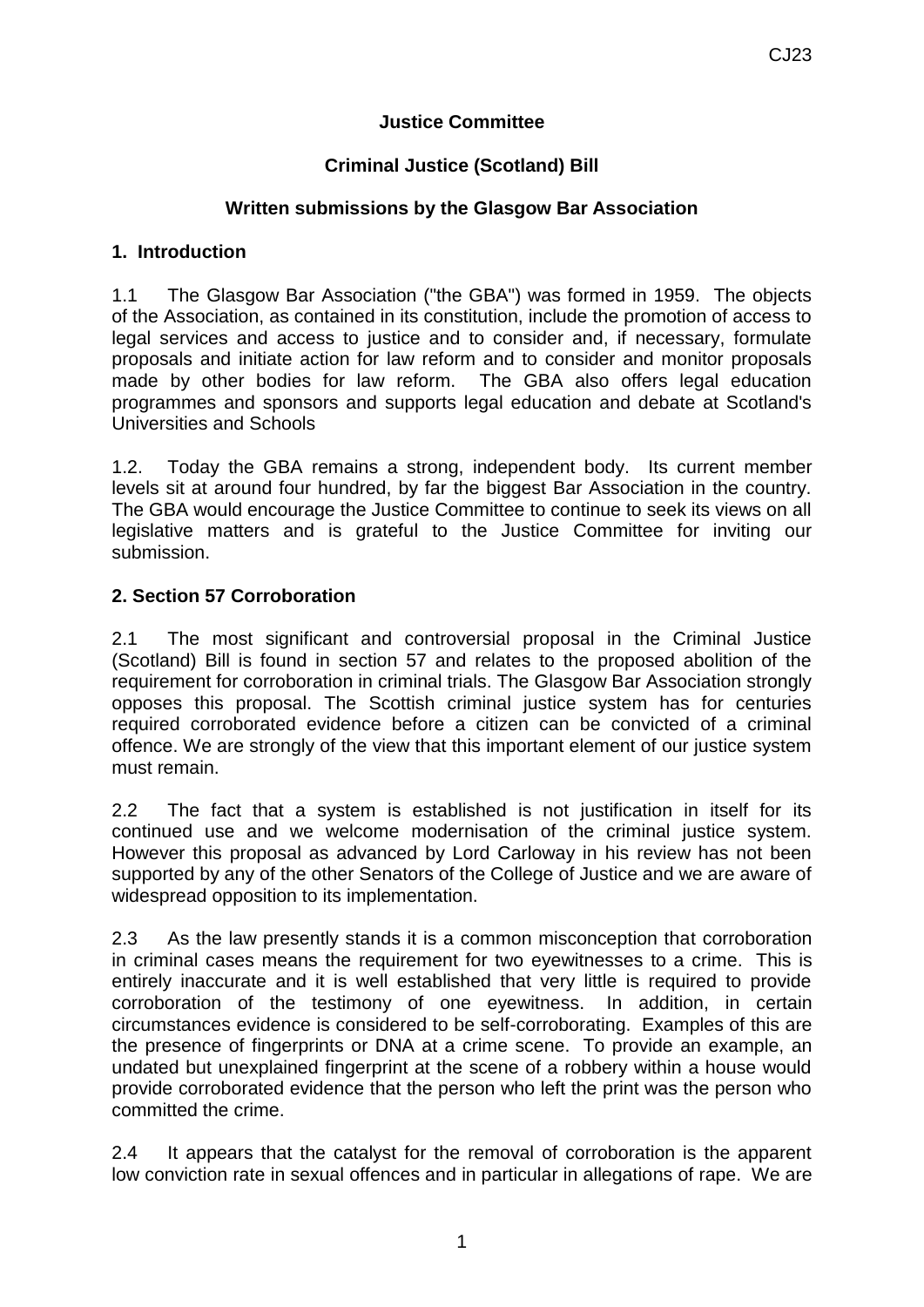**Justice Committee**

**Criminal Justice (Scotland) Bill**

**Written submissions by the Glasgow Bar Association**

## 1. Introduction

1.1 The Glasgow Bar Association ("the GBA") was formed in 1959. The objects of the Association, as contained in its constitution, include the promotion of access to legal services and access to justice and to consider and, if necessary, formulate proposals and initiate action for law reform and to consider and monitor proposals made by other bodies for law reform. The GBA also offers legal education programmes and sponsors and supports legal education and debate at Scotland's Universities and Schools

1.2. Today the GBA remains a strong, independent body. Its current member levels sit at around four hundred, by far the biggest Bar Association in the country. The GBA would encourage the Justice Committee to continue to seek its views on all legislative matters and is grateful to the Justice Committee for inviting our submission.

## 2. Section 57 Corroboration

2.1 The most significant and controversial proposal in the Criminal Justice (Scotland) Bill is found in section 57 and relates to the proposed abolition of the requirement for corroboration in criminal trials. The Glasgow Bar Association strongly opposes this proposal. The Scottish criminal justice system has for centuries required corroborated evidence before a citizen can be convicted of a criminal offence. We are strongly of the view that this important element of our justice system must remain.

2.2 The fact that a system is established is not justification in itself for its continued use and we welcome modernisation of the criminal justice system. However this proposal as advanced by Lord Carloway in his review has not been supported by any of the other Senators of the College of Justice and we are aware of widespread opposition to its implementation.

2.3 As the law presently stands it is a common misconception that corroboration in criminal cases means the requirement for two eyewitnesses to a crime. This is entirely inaccurate and it is well established that very little is required to provide corroboration of the testimony of one eyewitness. In addition, in certain circumstances evidence is considered to be self-corroborating. Examples of this are the presence of fingerprints or DNA at a crime scene. To provide an example, an undated but unexplained fingerprint at the scene of a robbery within a house would provide corroborated evidence that the person who left the print was the person who committed the crime.

2.4 It appears that the catalyst for the removal of corroboration is the apparent low conviction rate in sexual offences and in particular in allegations of rape. We are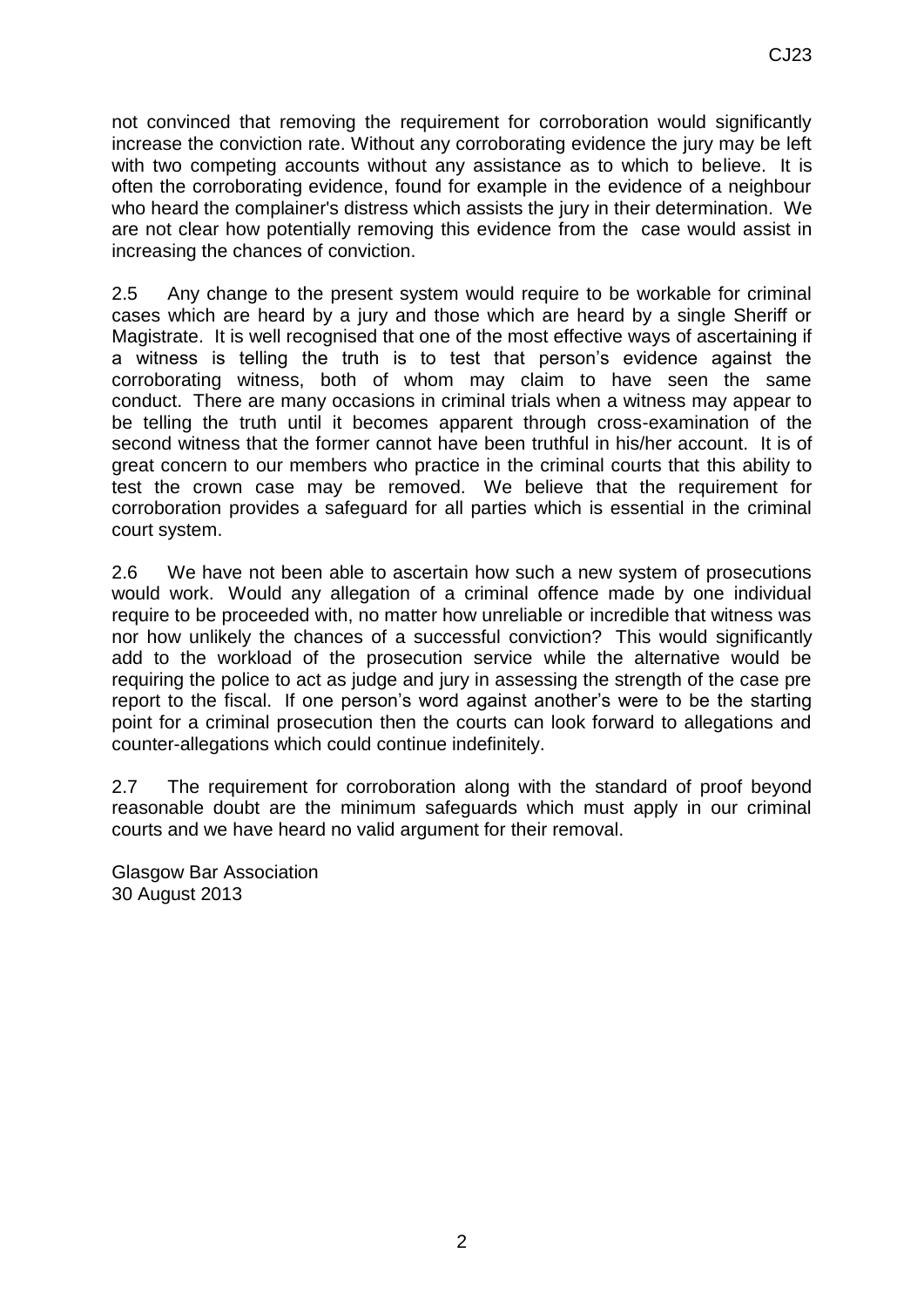not convinced that removing the requirement for corroboration would significantly increase the conviction rate. Without any corroborating evidence the jury may be left with two competing accounts without any assistance as to which to believe. It is often the corroborating evidence, found for example in the evidence of a neighbour who heard the complainer's distress which assists the jury in their determination. We are not clear how potentially removing this evidence from the case would assist in increasing the chances of conviction.

2.5 Any change to the present system would require to be workable for criminal cases which are heard by a jury and those which are heard by a single Sheriff or Magistrate. It is well recognised that one of the most effective ways of ascertaining if a witness is telling the truth is to test that person's evidence against the corroborating witness, both of whom may claim to have seen the same conduct. There are many occasions in criminal trials when a witness may appear to be telling the truth until it becomes apparent through cross-examination of the second witness that the former cannot have been truthful in his/her account. It is of great concern to our members who practice in the criminal courts that this ability to test the crown case may be removed. We believe that the requirement for corroboration provides a safeguard for all parties which is essential in the criminal court system.

2.6 We have not been able to ascertain how such a new system of prosecutions would work. Would any allegation of a criminal offence made by one individual require to be proceeded with, no matter how unreliable or incredible that witness was nor how unlikely the chances of a successful conviction? This would significantly add to the workload of the prosecution service while the alternative would be requiring the police to act as judge and jury in assessing the strength of the case pre report to the fiscal. If one person's word against another's were to be the starting point for a criminal prosecution then the courts can look forward to allegations and counter-allegations which could continue indefinitely.

2.7 The requirement for corroboration along with the standard of proof beyond reasonable doubt are the minimum safeguards which must apply in our criminal courts and we have heard no valid argument for their removal.

Glasgow Bar Association
30 August 2013